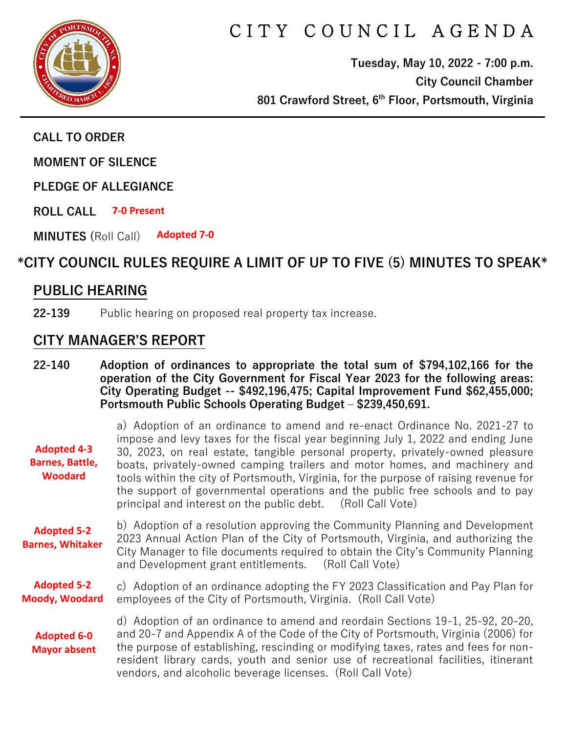# CITY COUNCIL AGENDA

**Tuesday, May 10, 2022 - 7:00 p.m.**
**City Council Chamber**
**801 Crawford Street, 6th Floor, Portsmouth, Virginia**

**CALL TO ORDER**

**MOMENT OF SILENCE**

**PLEDGE OF ALLEGIANCE**

**ROLL CALL** **7-0 Present**

**MINUTES** (Roll Call) **Adopted 7-0**

## *CITY COUNCIL RULES REQUIRE A LIMIT OF UP TO FIVE (5) MINUTES TO SPEAK*

## PUBLIC HEARING

**22-139** Public hearing on proposed real property tax increase.

## CITY MANAGER'S REPORT

**22-140** **Adoption of ordinances to appropriate the total sum of $794,102,166 for the operation of the City Government for Fiscal Year 2023 for the following areas: City Operating Budget -- $492,196,475; Capital Improvement Fund $62,455,000; Portsmouth Public Schools Operating Budget – $239,450,691.**

**Adopted 4-3 Barnes, Battle, Woodard**

a) Adoption of an ordinance to amend and re-enact Ordinance No. 2021-27 to impose and levy taxes for the fiscal year beginning July 1, 2022 and ending June 30, 2023, on real estate, tangible personal property, privately-owned pleasure boats, privately-owned camping trailers and motor homes, and machinery and tools within the city of Portsmouth, Virginia, for the purpose of raising revenue for the support of governmental operations and the public free schools and to pay principal and interest on the public debt. (Roll Call Vote)

**Adopted 5-2 Barnes, Whitaker**

b) Adoption of a resolution approving the Community Planning and Development 2023 Annual Action Plan of the City of Portsmouth, Virginia, and authorizing the City Manager to file documents required to obtain the City's Community Planning and Development grant entitlements. (Roll Call Vote)

**Adopted 5-2 Moody, Woodard**

c) Adoption of an ordinance adopting the FY 2023 Classification and Pay Plan for employees of the City of Portsmouth, Virginia. (Roll Call Vote)

**Adopted 6-0 Mayor absent**

d) Adoption of an ordinance to amend and reordain Sections 19-1, 25-92, 20-20, and 20-7 and Appendix A of the Code of the City of Portsmouth, Virginia (2006) for the purpose of establishing, rescinding or modifying taxes, rates and fees for non-resident library cards, youth and senior use of recreational facilities, itinerant vendors, and alcoholic beverage licenses. (Roll Call Vote)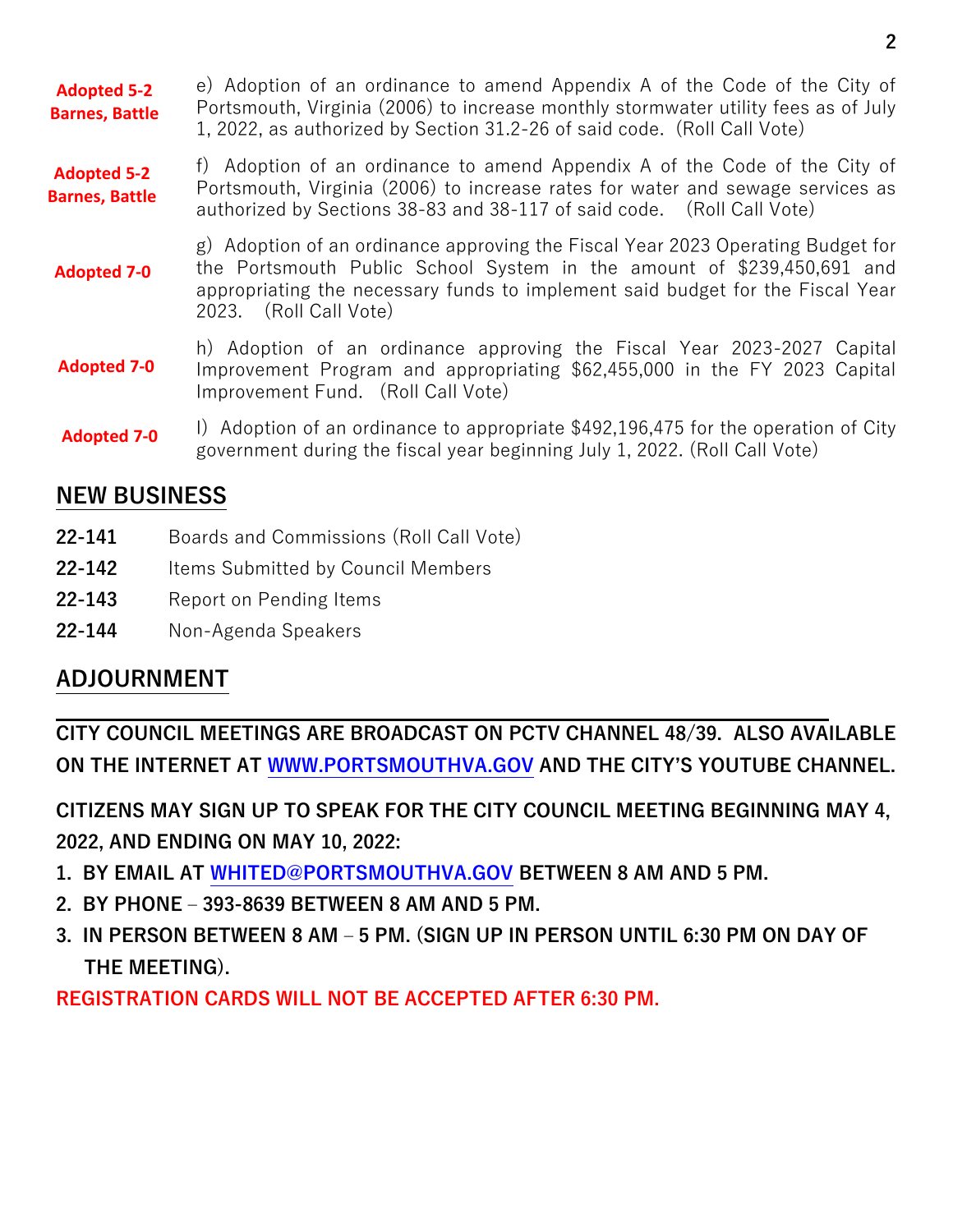**Adopted 5-2 Barnes, Battle** — e) Adoption of an ordinance to amend Appendix A of the Code of the City of Portsmouth, Virginia (2006) to increase monthly stormwater utility fees as of July 1, 2022, as authorized by Section 31.2-26 of said code. (Roll Call Vote)

**Adopted 5-2 Barnes, Battle** — f) Adoption of an ordinance to amend Appendix A of the Code of the City of Portsmouth, Virginia (2006) to increase rates for water and sewage services as authorized by Sections 38-83 and 38-117 of said code. (Roll Call Vote)

**Adopted 7-0** — g) Adoption of an ordinance approving the Fiscal Year 2023 Operating Budget for the Portsmouth Public School System in the amount of $239,450,691 and appropriating the necessary funds to implement said budget for the Fiscal Year 2023. (Roll Call Vote)

**Adopted 7-0** — h) Adoption of an ordinance approving the Fiscal Year 2023-2027 Capital Improvement Program and appropriating $62,455,000 in the FY 2023 Capital Improvement Fund. (Roll Call Vote)

**Adopted 7-0** — I) Adoption of an ordinance to appropriate $492,196,475 for the operation of City government during the fiscal year beginning July 1, 2022. (Roll Call Vote)

## NEW BUSINESS

**22-141** Boards and Commissions (Roll Call Vote)

**22-142** Items Submitted by Council Members

**22-143** Report on Pending Items

**22-144** Non-Agenda Speakers

## ADJOURNMENT

---

**CITY COUNCIL MEETINGS ARE BROADCAST ON PCTV CHANNEL 48/39. ALSO AVAILABLE ON THE INTERNET AT WWW.PORTSMOUTHVA.GOV AND THE CITY'S YOUTUBE CHANNEL.**

**CITIZENS MAY SIGN UP TO SPEAK FOR THE CITY COUNCIL MEETING BEGINNING MAY 4, 2022, AND ENDING ON MAY 10, 2022:**

1. **BY EMAIL AT WHITED@PORTSMOUTHVA.GOV BETWEEN 8 AM AND 5 PM.**
2. **BY PHONE – 393-8639 BETWEEN 8 AM AND 5 PM.**
3. **IN PERSON BETWEEN 8 AM – 5 PM. (SIGN UP IN PERSON UNTIL 6:30 PM ON DAY OF THE MEETING).**

**REGISTRATION CARDS WILL NOT BE ACCEPTED AFTER 6:30 PM.**